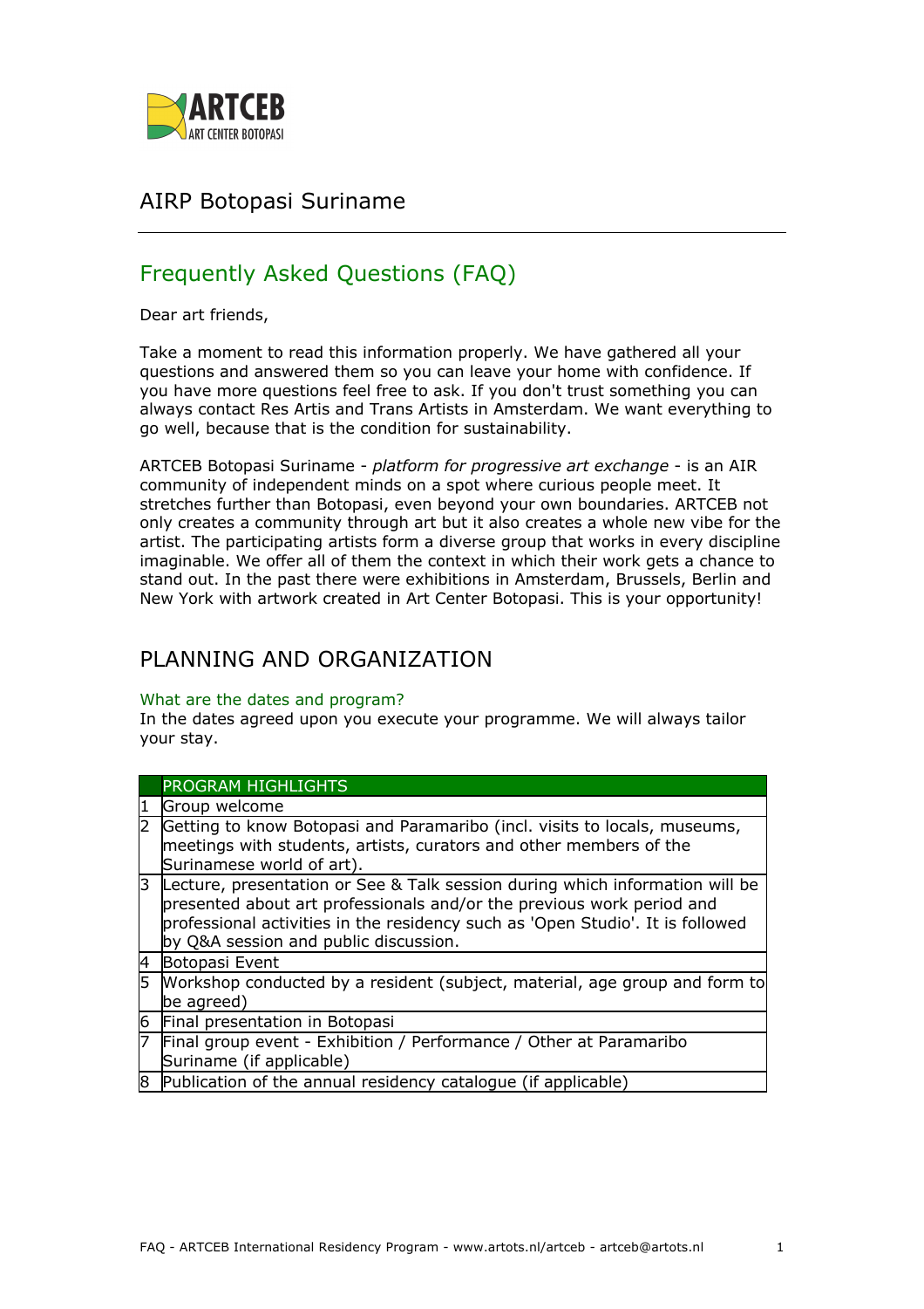# AIRP Botopasi Suriname

## Frequently Asked Questions (FAQ)

Dear art friends,

Take a moment to read this information properly. We have gathered all your questions and answered them so you can leave your home with confidence. If you have more questions feel free to ask. If you don't trust something you can always contact Res Artis and Trans Artists in Amsterdam. We want everything to go well, because that is the condition for sustainability.

ARTCEB Botopasi Suriname - *platform for progressive art exchange* - is an AIR community of independent minds on a spot where curious people meet. It stretches further than Botopasi, even beyond your own boundaries. ARTCEB not only creates a community through art but it also creates a whole new vibe for the artist. The participating artists form a diverse group that works in every discipline imaginable. We offer all of them the context in which their work gets a chance to stand out. In the past there were exhibitions in Amsterdam, Brussels, Berlin and New York with artwork created in Art Center Botopasi. This is your opportunity!

## PLANNING AND ORGANIZATION

### What are the dates and program?

In the dates agreed upon you execute your programme. We will always tailor your stay.

| | PROGRAM HIGHLIGHTS |
|---|---|
| 1 | Group welcome |
| 2 | Getting to know Botopasi and Paramaribo (incl. visits to locals, museums, meetings with students, artists, curators and other members of the Surinamese world of art). |
| 3 | Lecture, presentation or See & Talk session during which information will be presented about art professionals and/or the previous work period and professional activities in the residency such as 'Open Studio'. It is followed by Q&A session and public discussion. |
| 4 | Botopasi Event |
| 5 | Workshop conducted by a resident (subject, material, age group and form to be agreed) |
| 6 | Final presentation in Botopasi |
| 7 | Final group event - Exhibition / Performance / Other at Paramaribo Suriname (if applicable) |
| 8 | Publication of the annual residency catalogue (if applicable) |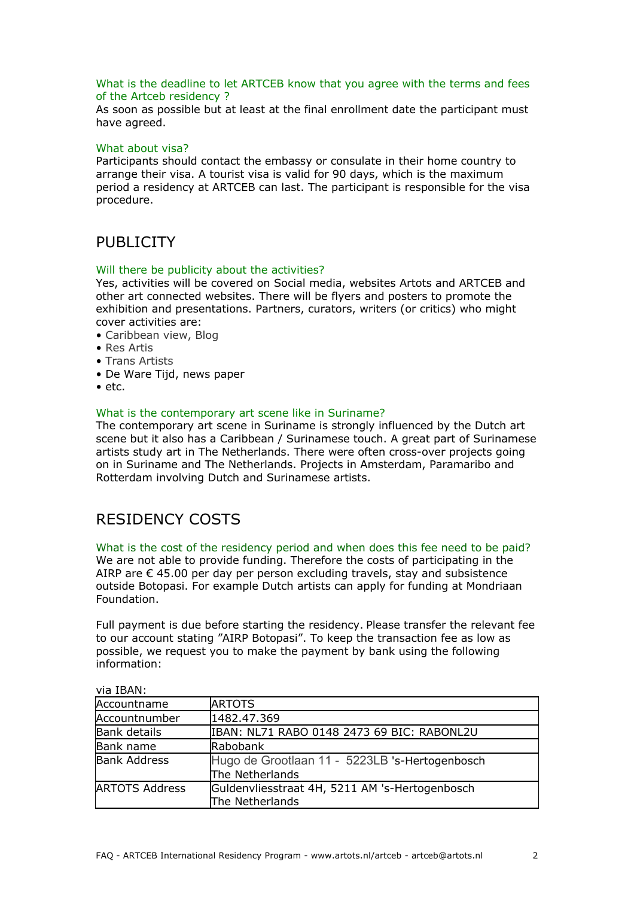### What is the deadline to let ARTCEB know that you agree with the terms and fees of the Artceb residency ?

As soon as possible but at least at the final enrollment date the participant must have agreed.

### What about visa?

Participants should contact the embassy or consulate in their home country to arrange their visa. A tourist visa is valid for 90 days, which is the maximum period a residency at ARTCEB can last. The participant is responsible for the visa procedure.

## PUBLICITY

### Will there be publicity about the activities?

Yes, activities will be covered on Social media, websites Artots and ARTCEB and other art connected websites. There will be flyers and posters to promote the exhibition and presentations. Partners, curators, writers (or critics) who might cover activities are:

- Caribbean view, Blog
- Res Artis
- Trans Artists
- De Ware Tijd, news paper
- etc.

### What is the contemporary art scene like in Suriname?

The contemporary art scene in Suriname is strongly influenced by the Dutch art scene but it also has a Caribbean / Surinamese touch. A great part of Surinamese artists study art in The Netherlands. There were often cross-over projects going on in Suriname and The Netherlands. Projects in Amsterdam, Paramaribo and Rotterdam involving Dutch and Surinamese artists.

## RESIDENCY COSTS

### What is the cost of the residency period and when does this fee need to be paid?

We are not able to provide funding. Therefore the costs of participating in the AIRP are € 45.00 per day per person excluding travels, stay and subsistence outside Botopasi. For example Dutch artists can apply for funding at Mondriaan Foundation.

Full payment is due before starting the residency. Please transfer the relevant fee to our account stating ”AIRP Botopasi”. To keep the transaction fee as low as possible, we request you to make the payment by bank using the following information:

via IBAN:

| Accountname | ARTOTS |
|---|---|
| Accountnumber | 1482.47.369 |
| Bank details | IBAN: NL71 RABO 0148 2473 69 BIC: RABONL2U |
| Bank name | Rabobank |
| Bank Address | Hugo de Grootlaan 11 - 5223LB 's-Hertogenbosch The Netherlands |
| ARTOTS Address | Guldenvliesstraat 4H, 5211 AM 's-Hertogenbosch The Netherlands |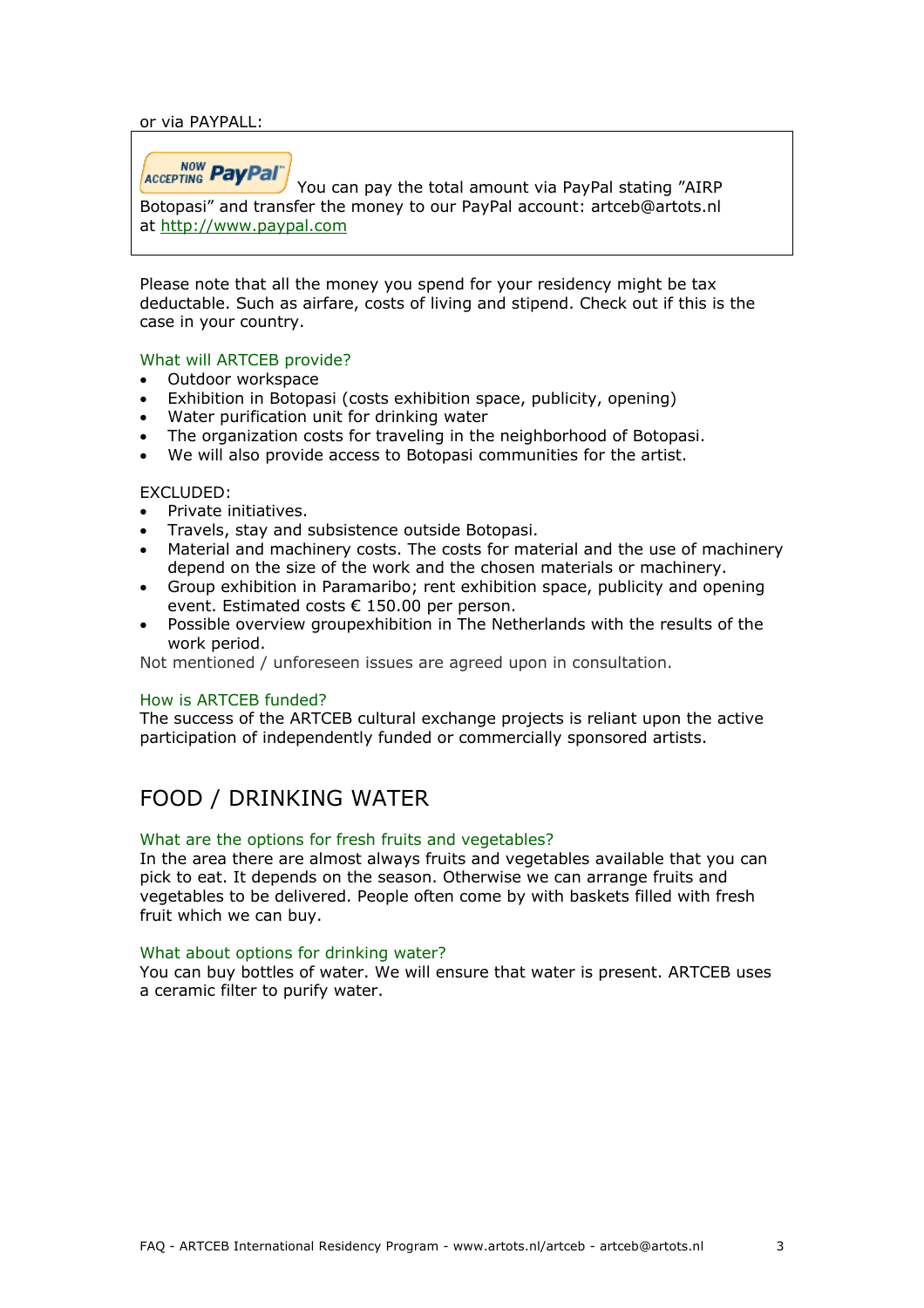or via PAYPALL:

You can pay the total amount via PayPal stating "AIRP Botopasi" and transfer the money to our PayPal account: artceb@artots.nl at http://www.paypal.com

Please note that all the money you spend for your residency might be tax deductable. Such as airfare, costs of living and stipend. Check out if this is the case in your country.

### What will ARTCEB provide?

- Outdoor workspace
- Exhibition in Botopasi (costs exhibition space, publicity, opening)
- Water purification unit for drinking water
- The organization costs for traveling in the neighborhood of Botopasi.
- We will also provide access to Botopasi communities for the artist.

EXCLUDED:

- Private initiatives.
- Travels, stay and subsistence outside Botopasi.
- Material and machinery costs. The costs for material and the use of machinery depend on the size of the work and the chosen materials or machinery.
- Group exhibition in Paramaribo; rent exhibition space, publicity and opening event. Estimated costs € 150.00 per person.
- Possible overview groupexhibition in The Netherlands with the results of the work period.

Not mentioned / unforeseen issues are agreed upon in consultation.

### How is ARTCEB funded?

The success of the ARTCEB cultural exchange projects is reliant upon the active participation of independently funded or commercially sponsored artists.

## FOOD / DRINKING WATER

### What are the options for fresh fruits and vegetables?

In the area there are almost always fruits and vegetables available that you can pick to eat. It depends on the season. Otherwise we can arrange fruits and vegetables to be delivered. People often come by with baskets filled with fresh fruit which we can buy.

### What about options for drinking water?

You can buy bottles of water. We will ensure that water is present. ARTCEB uses a ceramic filter to purify water.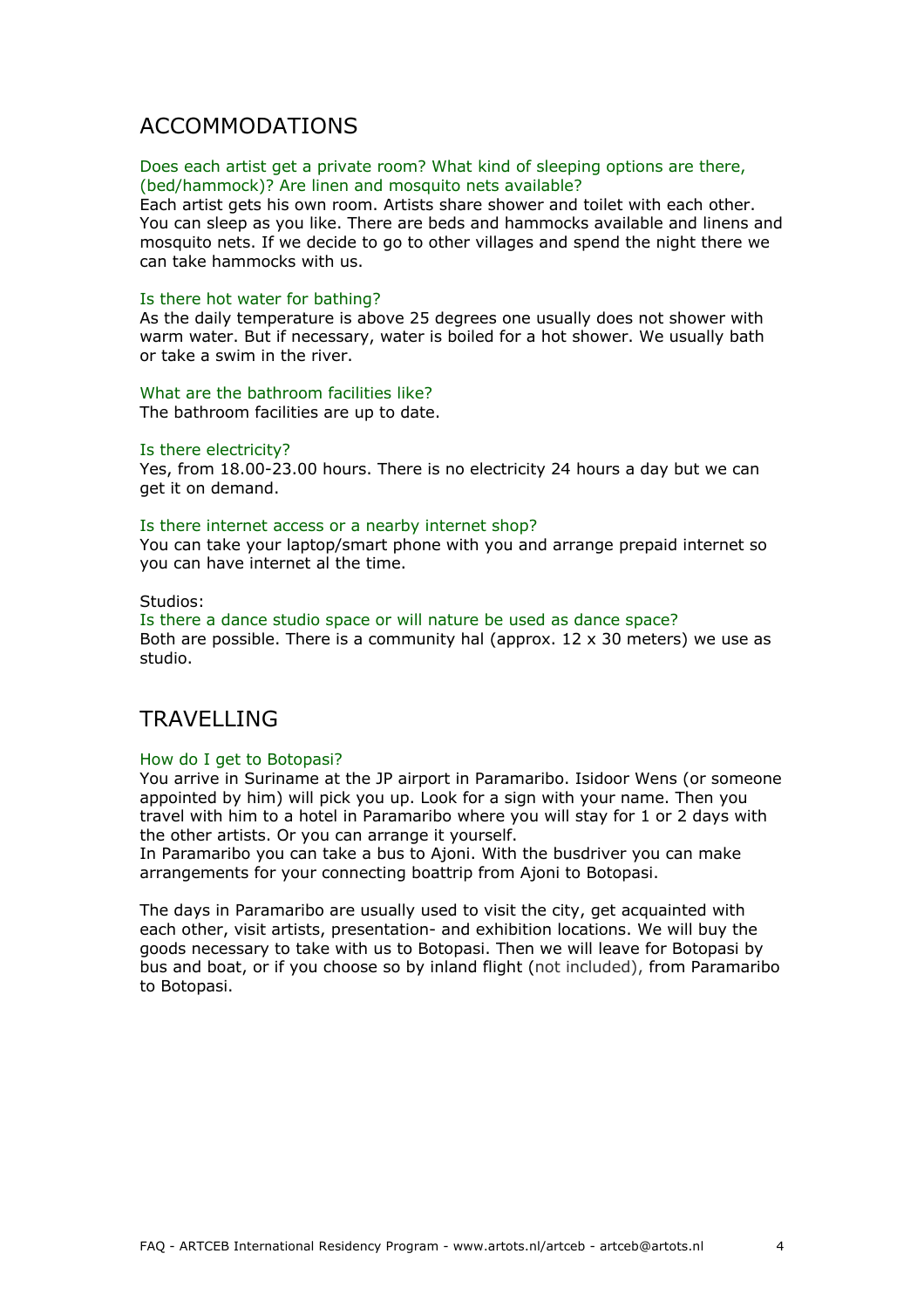## ACCOMMODATIONS

Does each artist get a private room? What kind of sleeping options are there, (bed/hammock)? Are linen and mosquito nets available?

Each artist gets his own room. Artists share shower and toilet with each other. You can sleep as you like. There are beds and hammocks available and linens and mosquito nets. If we decide to go to other villages and spend the night there we can take hammocks with us.

Is there hot water for bathing?

As the daily temperature is above 25 degrees one usually does not shower with warm water. But if necessary, water is boiled for a hot shower. We usually bath or take a swim in the river.

What are the bathroom facilities like?

The bathroom facilities are up to date.

Is there electricity?

Yes, from 18.00-23.00 hours. There is no electricity 24 hours a day but we can get it on demand.

Is there internet access or a nearby internet shop?

You can take your laptop/smart phone with you and arrange prepaid internet so you can have internet al the time.

Studios:

Is there a dance studio space or will nature be used as dance space?

Both are possible. There is a community hal (approx. 12 x 30 meters) we use as studio.

## TRAVELLING

How do I get to Botopasi?

You arrive in Suriname at the JP airport in Paramaribo. Isidoor Wens (or someone appointed by him) will pick you up. Look for a sign with your name. Then you travel with him to a hotel in Paramaribo where you will stay for 1 or 2 days with the other artists. Or you can arrange it yourself.

In Paramaribo you can take a bus to Ajoni. With the busdriver you can make arrangements for your connecting boattrip from Ajoni to Botopasi.

The days in Paramaribo are usually used to visit the city, get acquainted with each other, visit artists, presentation- and exhibition locations. We will buy the goods necessary to take with us to Botopasi. Then we will leave for Botopasi by bus and boat, or if you choose so by inland flight (not included), from Paramaribo to Botopasi.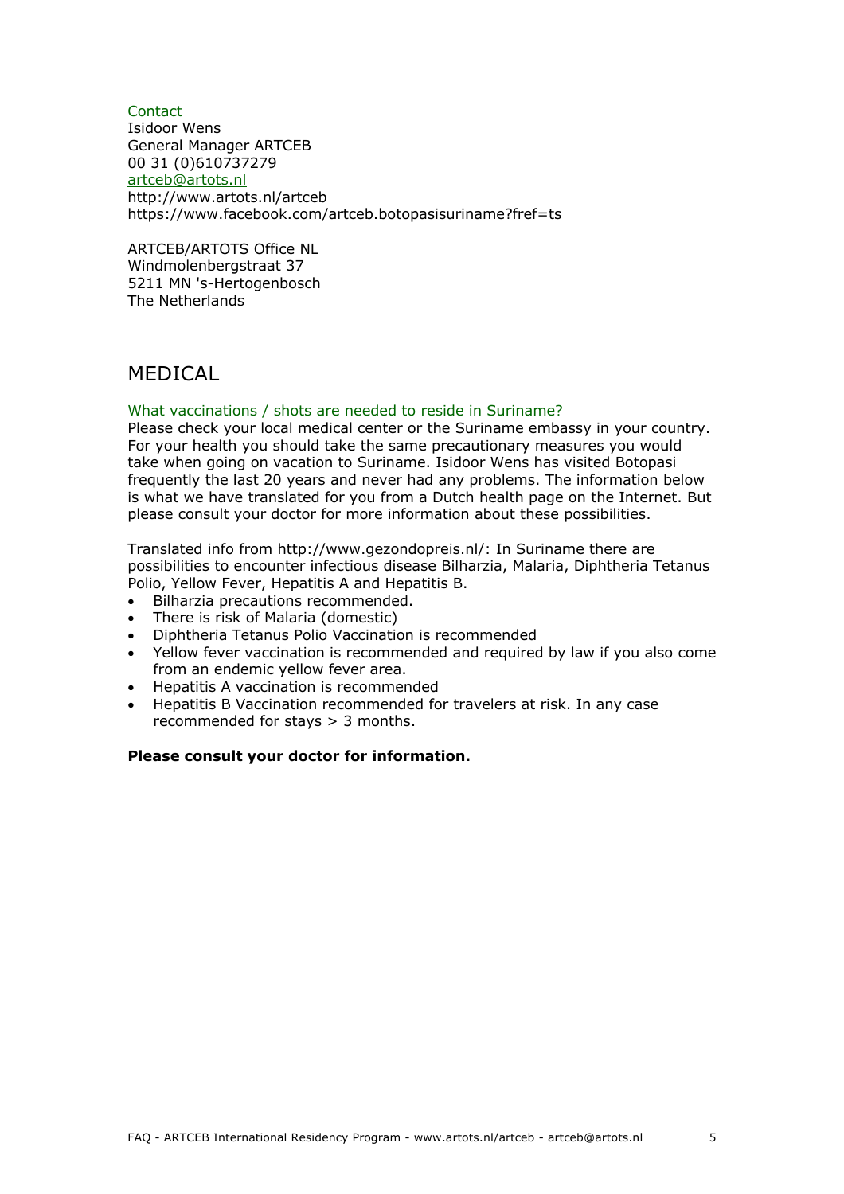### Contact

Isidoor Wens
General Manager ARTCEB
00 31 (0)610737279
artceb@artots.nl
http://www.artots.nl/artceb
https://www.facebook.com/artceb.botopasisuriname?fref=ts

ARTCEB/ARTOTS Office NL
Windmolenbergstraat 37
5211 MN 's-Hertogenbosch
The Netherlands

## MEDICAL

### What vaccinations / shots are needed to reside in Suriname?

Please check your local medical center or the Suriname embassy in your country. For your health you should take the same precautionary measures you would take when going on vacation to Suriname. Isidoor Wens has visited Botopasi frequently the last 20 years and never had any problems. The information below is what we have translated for you from a Dutch health page on the Internet. But please consult your doctor for more information about these possibilities.

Translated info from http://www.gezondopreis.nl/: In Suriname there are possibilities to encounter infectious disease Bilharzia, Malaria, Diphtheria Tetanus Polio, Yellow Fever, Hepatitis A and Hepatitis B.

- Bilharzia precautions recommended.
- There is risk of Malaria (domestic)
- Diphtheria Tetanus Polio Vaccination is recommended
- Yellow fever vaccination is recommended and required by law if you also come from an endemic yellow fever area.
- Hepatitis A vaccination is recommended
- Hepatitis B Vaccination recommended for travelers at risk. In any case recommended for stays > 3 months.

**Please consult your doctor for information.**